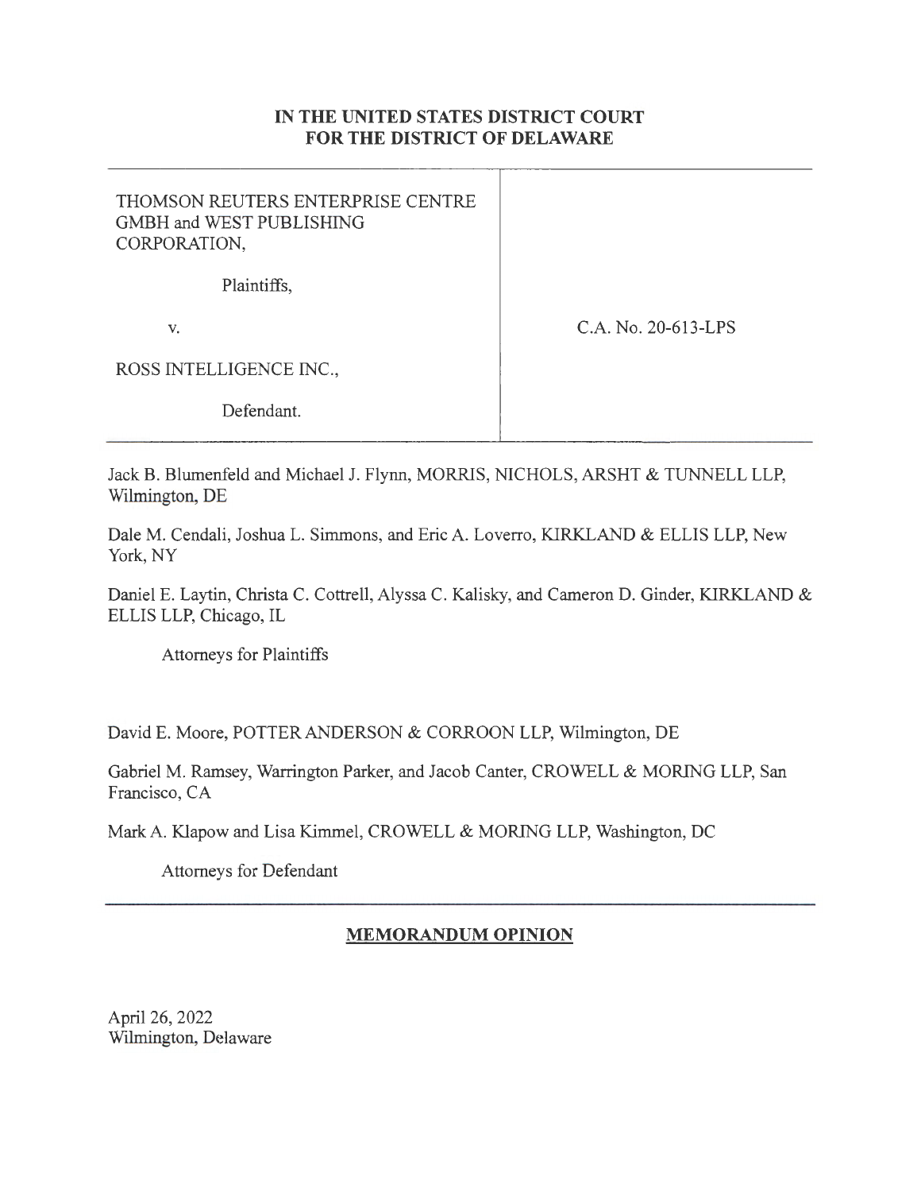**IN THE UNITED STATES DISTRICT COURT**
**FOR THE DISTRICT OF DELAWARE**

| | |
|---|---|
| THOMSON REUTERS ENTERPRISE CENTRE GMBH and WEST PUBLISHING CORPORATION,<br><br>Plaintiffs,<br><br>v.<br><br>ROSS INTELLIGENCE INC.,<br><br>Defendant. | C.A. No. 20-613-LPS |

Jack B. Blumenfeld and Michael J. Flynn, MORRIS, NICHOLS, ARSHT & TUNNELL LLP, Wilmington, DE

Dale M. Cendali, Joshua L. Simmons, and Eric A. Loverro, KIRKLAND & ELLIS LLP, New York, NY

Daniel E. Laytin, Christa C. Cottrell, Alyssa C. Kalisky, and Cameron D. Ginder, KIRKLAND & ELLIS LLP, Chicago, IL

Attorneys for Plaintiffs

David E. Moore, POTTER ANDERSON & CORROON LLP, Wilmington, DE

Gabriel M. Ramsey, Warrington Parker, and Jacob Canter, CROWELL & MORING LLP, San Francisco, CA

Mark A. Klapow and Lisa Kimmel, CROWELL & MORING LLP, Washington, DC

Attorneys for Defendant

## MEMORANDUM OPINION

April 26, 2022
Wilmington, Delaware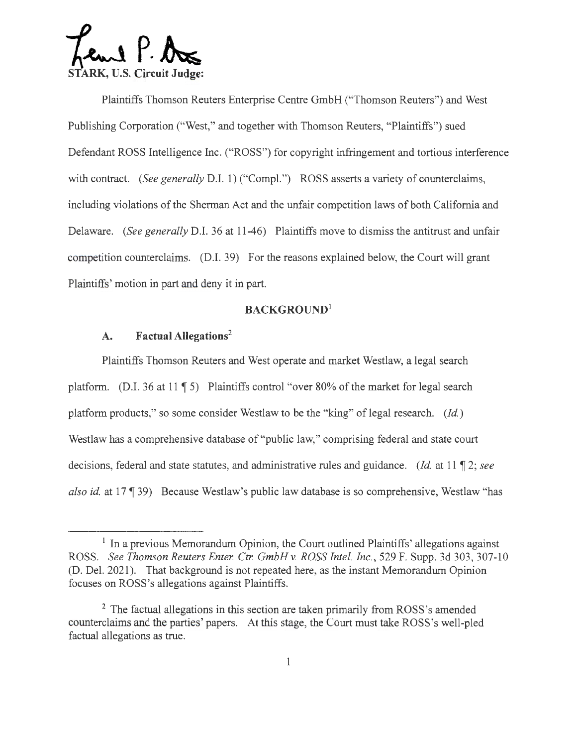STARK, U.S. Circuit Judge:

Plaintiffs Thomson Reuters Enterprise Centre GmbH ("Thomson Reuters") and West Publishing Corporation ("West," and together with Thomson Reuters, "Plaintiffs") sued Defendant ROSS Intelligence Inc. ("ROSS") for copyright infringement and tortious interference with contract. (*See generally* D.I. 1) ("Compl.") ROSS asserts a variety of counterclaims, including violations of the Sherman Act and the unfair competition laws of both California and Delaware. (*See generally* D.I. 36 at 11-46) Plaintiffs move to dismiss the antitrust and unfair competition counterclaims. (D.I. 39) For the reasons explained below, the Court will grant Plaintiffs' motion in part and deny it in part.

## BACKGROUND[1]

### A. Factual Allegations[2]

Plaintiffs Thomson Reuters and West operate and market Westlaw, a legal search platform. (D.I. 36 at 11 ¶ 5) Plaintiffs control "over 80% of the market for legal search platform products," so some consider Westlaw to be the "king" of legal research. (*Id.*) Westlaw has a comprehensive database of "public law," comprising federal and state court decisions, federal and state statutes, and administrative rules and guidance. (*Id.* at 11 ¶ 2; *see also id.* at 17 ¶ 39) Because Westlaw's public law database is so comprehensive, Westlaw "has

---

[1] In a previous Memorandum Opinion, the Court outlined Plaintiffs' allegations against ROSS. *See Thomson Reuters Enter. Ctr. GmbH v. ROSS Intel. Inc.*, 529 F. Supp. 3d 303, 307-10 (D. Del. 2021). That background is not repeated here, as the instant Memorandum Opinion focuses on ROSS's allegations against Plaintiffs.

[2] The factual allegations in this section are taken primarily from ROSS's amended counterclaims and the parties' papers. At this stage, the Court must take ROSS's well-pled factual allegations as true.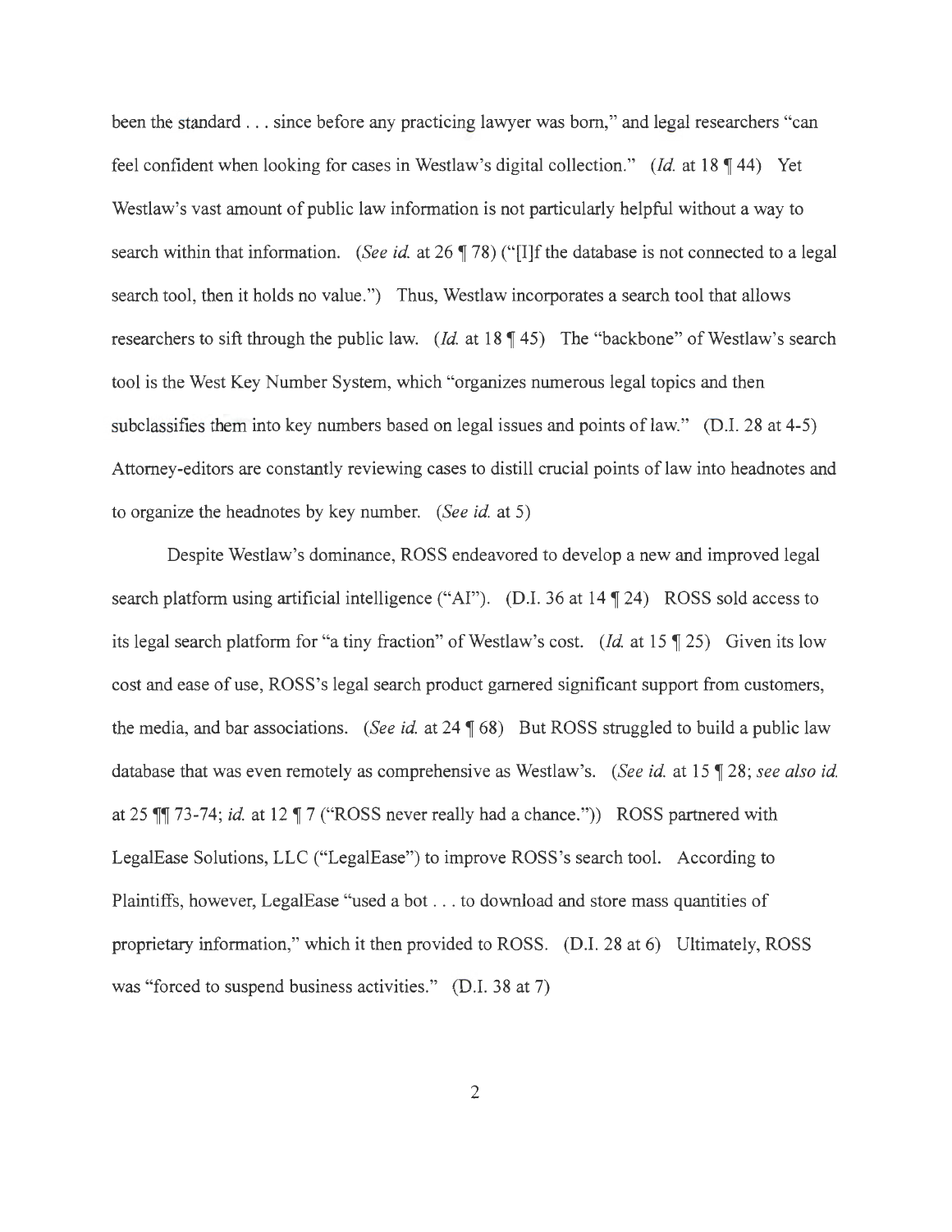been the standard . . . since before any practicing lawyer was born," and legal researchers "can feel confident when looking for cases in Westlaw's digital collection." (*Id.* at 18 ¶ 44) Yet Westlaw's vast amount of public law information is not particularly helpful without a way to search within that information. (*See id.* at 26 ¶ 78) ("[I]f the database is not connected to a legal search tool, then it holds no value.") Thus, Westlaw incorporates a search tool that allows researchers to sift through the public law. (*Id.* at 18 ¶ 45) The "backbone" of Westlaw's search tool is the West Key Number System, which "organizes numerous legal topics and then subclassifies them into key numbers based on legal issues and points of law." (D.I. 28 at 4-5) Attorney-editors are constantly reviewing cases to distill crucial points of law into headnotes and to organize the headnotes by key number. (*See id.* at 5)

Despite Westlaw's dominance, ROSS endeavored to develop a new and improved legal search platform using artificial intelligence ("AI"). (D.I. 36 at 14 ¶ 24) ROSS sold access to its legal search platform for "a tiny fraction" of Westlaw's cost. (*Id.* at 15 ¶ 25) Given its low cost and ease of use, ROSS's legal search product garnered significant support from customers, the media, and bar associations. (*See id.* at 24 ¶ 68) But ROSS struggled to build a public law database that was even remotely as comprehensive as Westlaw's. (*See id.* at 15 ¶ 28; *see also id.* at 25 ¶¶ 73-74; *id.* at 12 ¶ 7 ("ROSS never really had a chance.")) ROSS partnered with LegalEase Solutions, LLC ("LegalEase") to improve ROSS's search tool. According to Plaintiffs, however, LegalEase "used a bot . . . to download and store mass quantities of proprietary information," which it then provided to ROSS. (D.I. 28 at 6) Ultimately, ROSS was "forced to suspend business activities." (D.I. 38 at 7)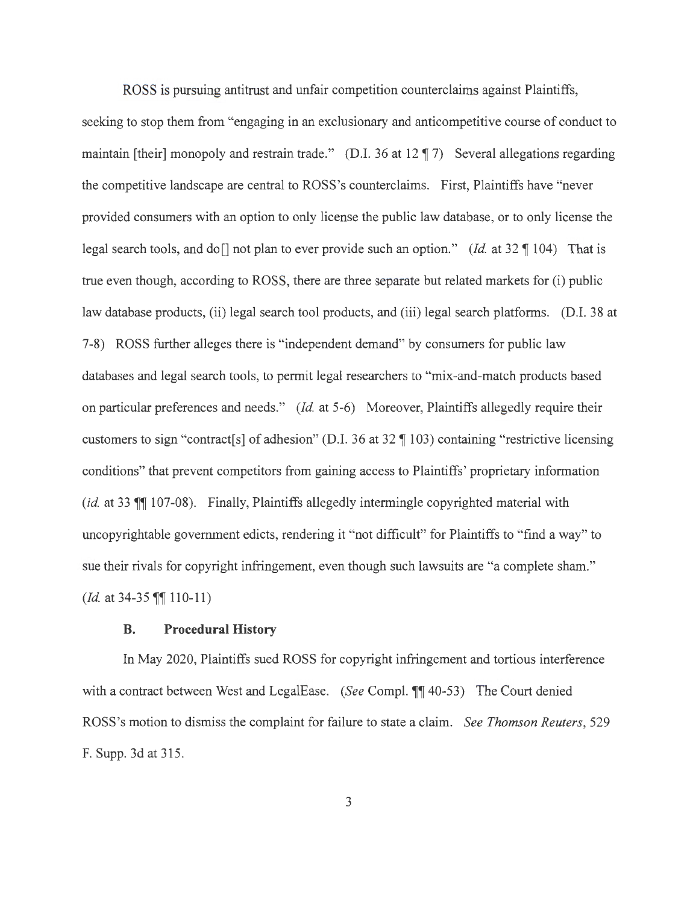ROSS is pursuing antitrust and unfair competition counterclaims against Plaintiffs, seeking to stop them from "engaging in an exclusionary and anticompetitive course of conduct to maintain [their] monopoly and restrain trade." (D.I. 36 at 12 ¶ 7) Several allegations regarding the competitive landscape are central to ROSS's counterclaims. First, Plaintiffs have "never provided consumers with an option to only license the public law database, or to only license the legal search tools, and do[] not plan to ever provide such an option." (*Id.* at 32 ¶ 104) That is true even though, according to ROSS, there are three separate but related markets for (i) public law database products, (ii) legal search tool products, and (iii) legal search platforms. (D.I. 38 at 7-8) ROSS further alleges there is "independent demand" by consumers for public law databases and legal search tools, to permit legal researchers to "mix-and-match products based on particular preferences and needs." (*Id.* at 5-6) Moreover, Plaintiffs allegedly require their customers to sign "contract[s] of adhesion" (D.I. 36 at 32 ¶ 103) containing "restrictive licensing conditions" that prevent competitors from gaining access to Plaintiffs' proprietary information (*id.* at 33 ¶¶ 107-08). Finally, Plaintiffs allegedly intermingle copyrighted material with uncopyrightable government edicts, rendering it "not difficult" for Plaintiffs to "find a way" to sue their rivals for copyright infringement, even though such lawsuits are "a complete sham." (*Id.* at 34-35 ¶¶ 110-11)

### B. Procedural History

In May 2020, Plaintiffs sued ROSS for copyright infringement and tortious interference with a contract between West and LegalEase. (*See* Compl. ¶¶ 40-53) The Court denied ROSS's motion to dismiss the complaint for failure to state a claim. *See Thomson Reuters*, 529 F. Supp. 3d at 315.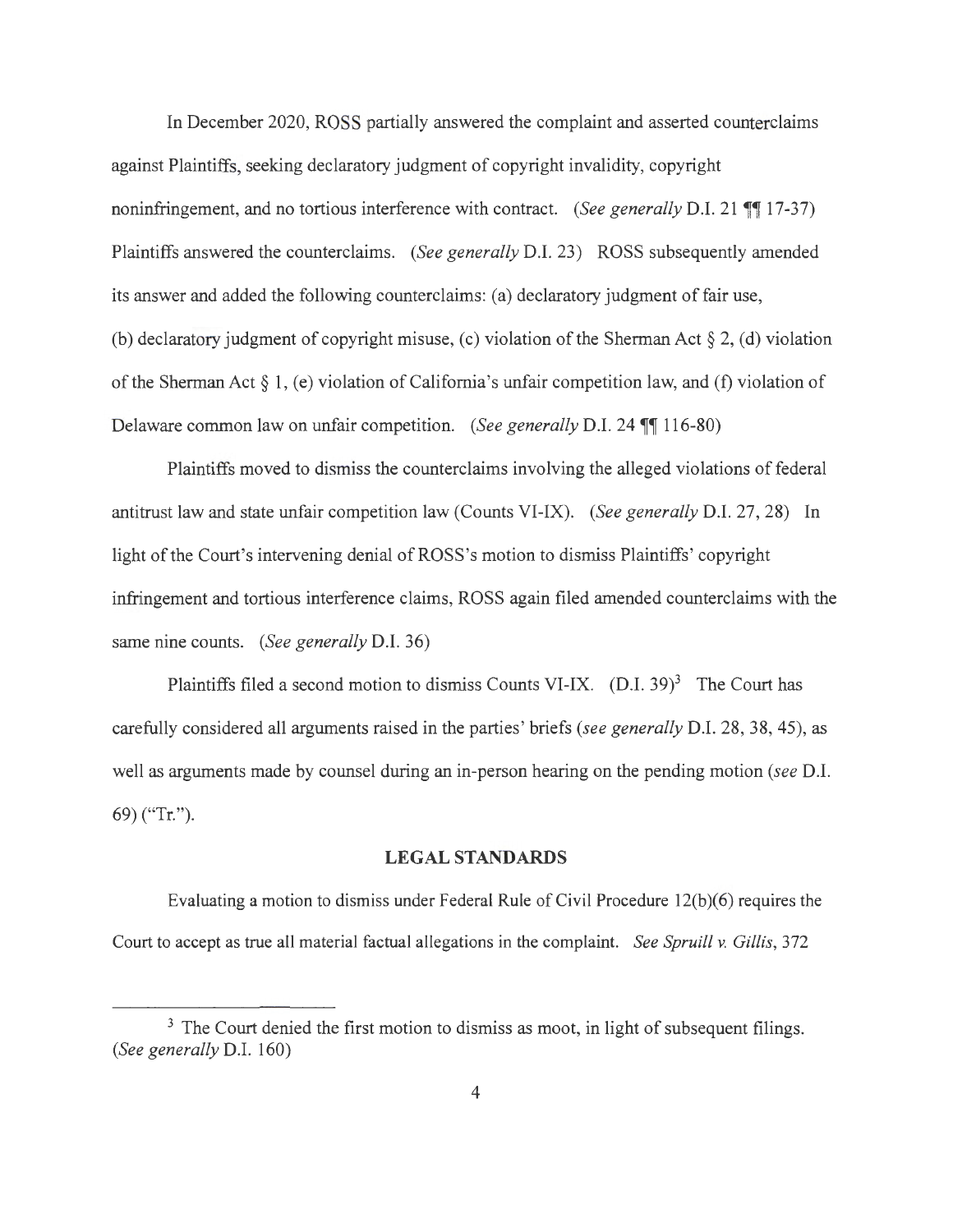In December 2020, ROSS partially answered the complaint and asserted counterclaims against Plaintiffs, seeking declaratory judgment of copyright invalidity, copyright noninfringement, and no tortious interference with contract. (*See generally* D.I. 21 ¶¶ 17-37) Plaintiffs answered the counterclaims. (*See generally* D.I. 23) ROSS subsequently amended its answer and added the following counterclaims: (a) declaratory judgment of fair use, (b) declaratory judgment of copyright misuse, (c) violation of the Sherman Act § 2, (d) violation of the Sherman Act § 1, (e) violation of California's unfair competition law, and (f) violation of Delaware common law on unfair competition. (*See generally* D.I. 24 ¶¶ 116-80)

Plaintiffs moved to dismiss the counterclaims involving the alleged violations of federal antitrust law and state unfair competition law (Counts VI-IX). (*See generally* D.I. 27, 28) In light of the Court's intervening denial of ROSS's motion to dismiss Plaintiffs' copyright infringement and tortious interference claims, ROSS again filed amended counterclaims with the same nine counts. (*See generally* D.I. 36)

Plaintiffs filed a second motion to dismiss Counts VI-IX. (D.I. 39)[3] The Court has carefully considered all arguments raised in the parties' briefs (*see generally* D.I. 28, 38, 45), as well as arguments made by counsel during an in-person hearing on the pending motion (*see* D.I. 69) ("Tr.").

## LEGAL STANDARDS

Evaluating a motion to dismiss under Federal Rule of Civil Procedure 12(b)(6) requires the Court to accept as true all material factual allegations in the complaint. *See Spruill v. Gillis*, 372

---

[3] The Court denied the first motion to dismiss as moot, in light of subsequent filings. (*See generally* D.I. 160)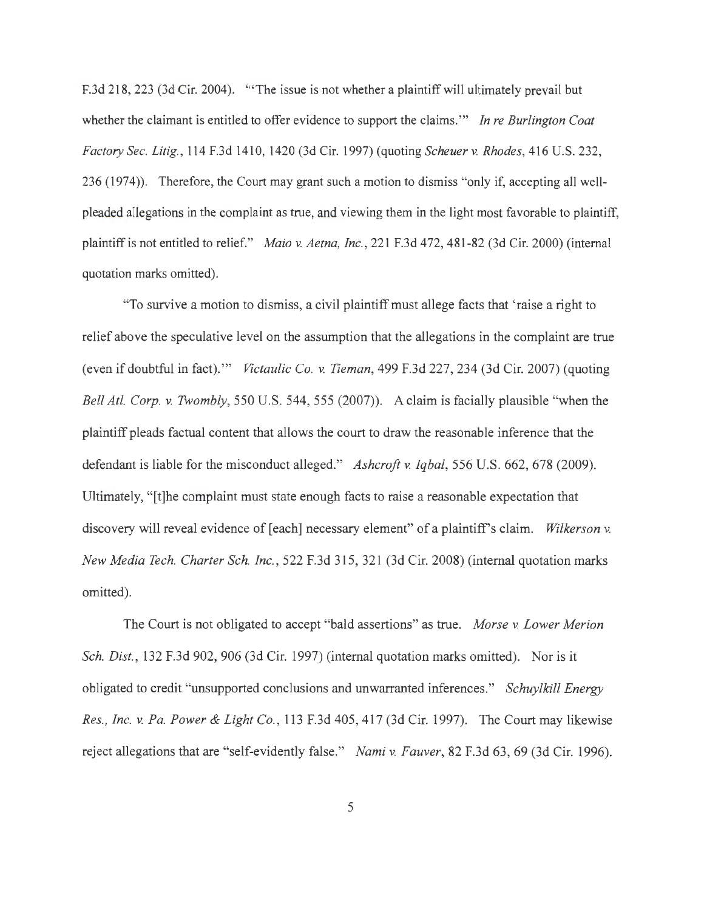F.3d 218, 223 (3d Cir. 2004). "'The issue is not whether a plaintiff will ultimately prevail but whether the claimant is entitled to offer evidence to support the claims.'" *In re Burlington Coat Factory Sec. Litig.*, 114 F.3d 1410, 1420 (3d Cir. 1997) (quoting *Scheuer v. Rhodes*, 416 U.S. 232, 236 (1974)). Therefore, the Court may grant such a motion to dismiss "only if, accepting all well-pleaded allegations in the complaint as true, and viewing them in the light most favorable to plaintiff, plaintiff is not entitled to relief." *Maio v. Aetna, Inc.*, 221 F.3d 472, 481-82 (3d Cir. 2000) (internal quotation marks omitted).

"To survive a motion to dismiss, a civil plaintiff must allege facts that 'raise a right to relief above the speculative level on the assumption that the allegations in the complaint are true (even if doubtful in fact).'" *Victaulic Co. v. Tieman*, 499 F.3d 227, 234 (3d Cir. 2007) (quoting *Bell Atl. Corp. v. Twombly*, 550 U.S. 544, 555 (2007)). A claim is facially plausible "when the plaintiff pleads factual content that allows the court to draw the reasonable inference that the defendant is liable for the misconduct alleged." *Ashcroft v. Iqbal*, 556 U.S. 662, 678 (2009). Ultimately, "[t]he complaint must state enough facts to raise a reasonable expectation that discovery will reveal evidence of [each] necessary element" of a plaintiff's claim. *Wilkerson v. New Media Tech. Charter Sch. Inc.*, 522 F.3d 315, 321 (3d Cir. 2008) (internal quotation marks omitted).

The Court is not obligated to accept "bald assertions" as true. *Morse v Lower Merion Sch. Dist.*, 132 F.3d 902, 906 (3d Cir. 1997) (internal quotation marks omitted). Nor is it obligated to credit "unsupported conclusions and unwarranted inferences." *Schuylkill Energy Res., Inc. v. Pa. Power & Light Co.*, 113 F.3d 405, 417 (3d Cir. 1997). The Court may likewise reject allegations that are "self-evidently false." *Nami v. Fauver*, 82 F.3d 63, 69 (3d Cir. 1996).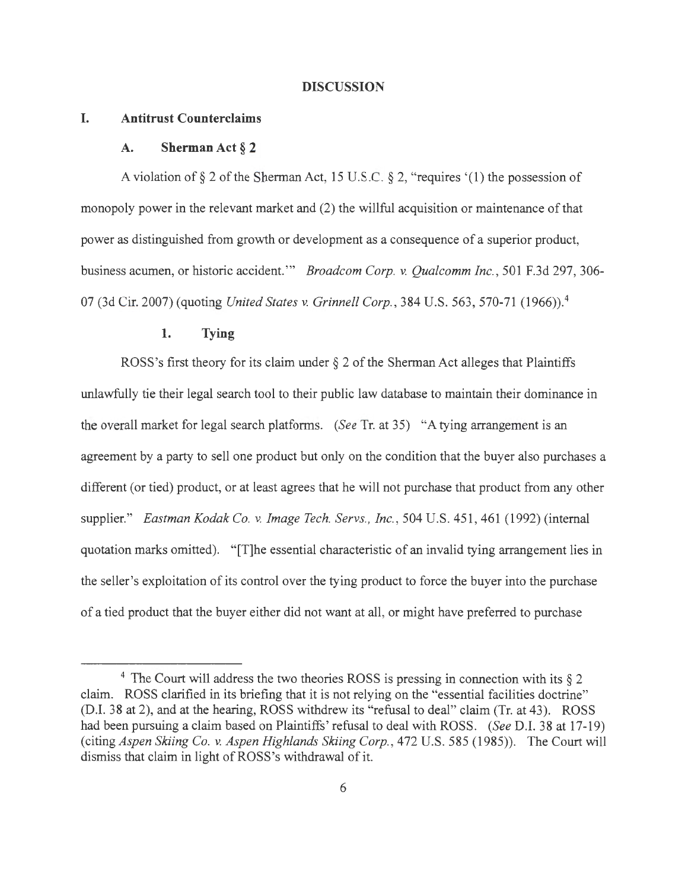## DISCUSSION

### I. Antitrust Counterclaims

#### A. Sherman Act § 2

A violation of § 2 of the Sherman Act, 15 U.S.C. § 2, "requires '(1) the possession of monopoly power in the relevant market and (2) the willful acquisition or maintenance of that power as distinguished from growth or development as a consequence of a superior product, business acumen, or historic accident.'" *Broadcom Corp. v. Qualcomm Inc.*, 501 F.3d 297, 306-07 (3d Cir. 2007) (quoting *United States v. Grinnell Corp.*, 384 U.S. 563, 570-71 (1966)).[4]

##### 1. Tying

ROSS's first theory for its claim under § 2 of the Sherman Act alleges that Plaintiffs unlawfully tie their legal search tool to their public law database to maintain their dominance in the overall market for legal search platforms. (*See* Tr. at 35) "A tying arrangement is an agreement by a party to sell one product but only on the condition that the buyer also purchases a different (or tied) product, or at least agrees that he will not purchase that product from any other supplier." *Eastman Kodak Co. v. Image Tech. Servs., Inc.*, 504 U.S. 451, 461 (1992) (internal quotation marks omitted). "[T]he essential characteristic of an invalid tying arrangement lies in the seller's exploitation of its control over the tying product to force the buyer into the purchase of a tied product that the buyer either did not want at all, or might have preferred to purchase

---

[4] The Court will address the two theories ROSS is pressing in connection with its § 2 claim. ROSS clarified in its briefing that it is not relying on the "essential facilities doctrine" (D.I. 38 at 2), and at the hearing, ROSS withdrew its "refusal to deal" claim (Tr. at 43). ROSS had been pursuing a claim based on Plaintiffs' refusal to deal with ROSS. (*See* D.I. 38 at 17-19) (citing *Aspen Skiing Co. v. Aspen Highlands Skiing Corp.*, 472 U.S. 585 (1985)). The Court will dismiss that claim in light of ROSS's withdrawal of it.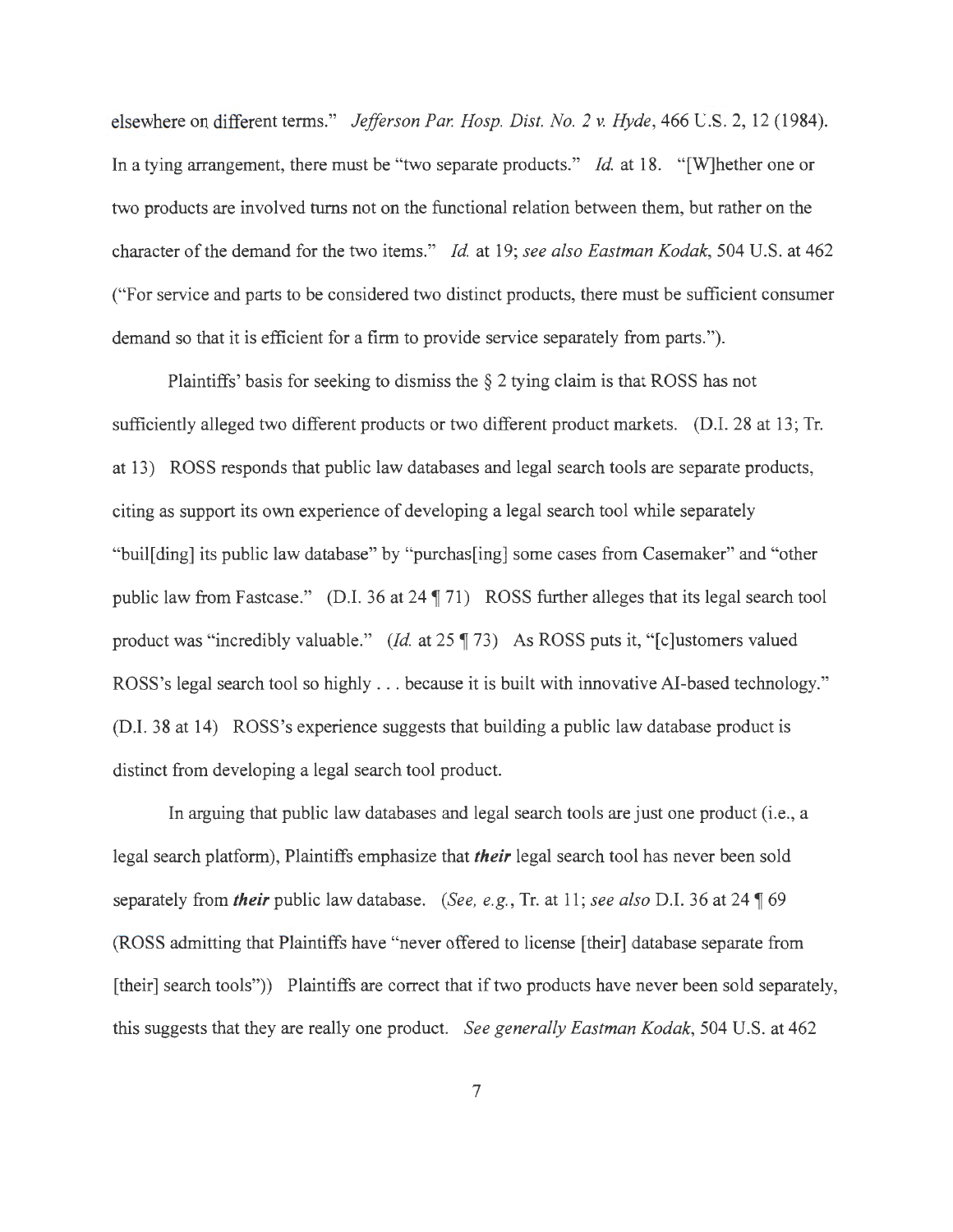elsewhere on different terms." *Jefferson Par. Hosp. Dist. No. 2 v. Hyde*, 466 U.S. 2, 12 (1984). In a tying arrangement, there must be "two separate products." *Id.* at 18. "[W]hether one or two products are involved turns not on the functional relation between them, but rather on the character of the demand for the two items." *Id.* at 19; *see also Eastman Kodak*, 504 U.S. at 462 ("For service and parts to be considered two distinct products, there must be sufficient consumer demand so that it is efficient for a firm to provide service separately from parts.").

Plaintiffs' basis for seeking to dismiss the § 2 tying claim is that ROSS has not sufficiently alleged two different products or two different product markets. (D.I. 28 at 13; Tr. at 13) ROSS responds that public law databases and legal search tools are separate products, citing as support its own experience of developing a legal search tool while separately "buil[ding] its public law database" by "purchas[ing] some cases from Casemaker" and "other public law from Fastcase." (D.I. 36 at 24 ¶ 71) ROSS further alleges that its legal search tool product was "incredibly valuable." (*Id.* at 25 ¶ 73) As ROSS puts it, "[c]ustomers valued ROSS's legal search tool so highly . . . because it is built with innovative AI-based technology." (D.I. 38 at 14) ROSS's experience suggests that building a public law database product is distinct from developing a legal search tool product.

In arguing that public law databases and legal search tools are just one product (i.e., a legal search platform), Plaintiffs emphasize that ***their*** legal search tool has never been sold separately from ***their*** public law database. (*See, e.g.*, Tr. at 11; *see also* D.I. 36 at 24 ¶ 69 (ROSS admitting that Plaintiffs have "never offered to license [their] database separate from [their] search tools")) Plaintiffs are correct that if two products have never been sold separately, this suggests that they are really one product. *See generally Eastman Kodak*, 504 U.S. at 462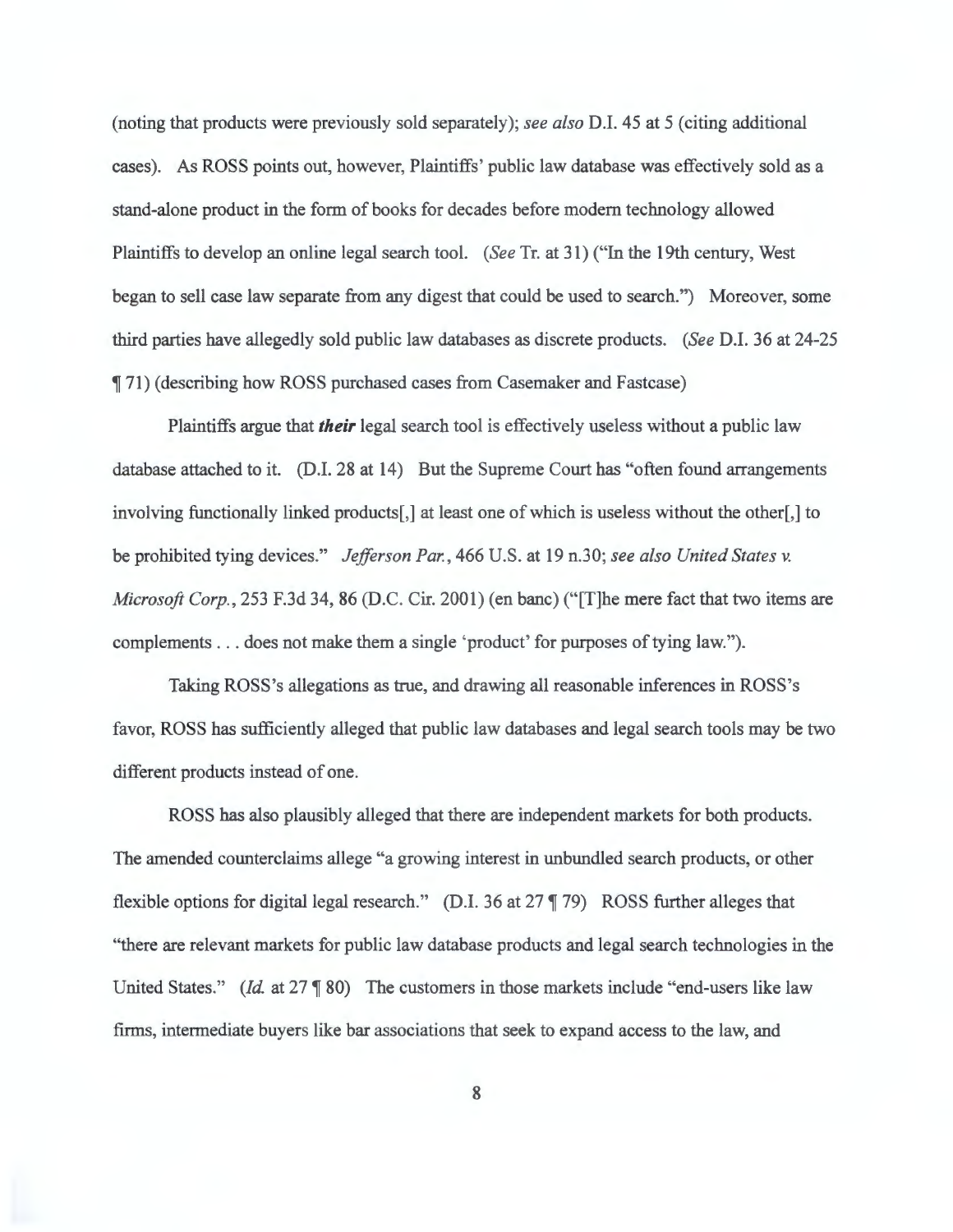(noting that products were previously sold separately); *see also* D.I. 45 at 5 (citing additional cases). As ROSS points out, however, Plaintiffs' public law database was effectively sold as a stand-alone product in the form of books for decades before modern technology allowed Plaintiffs to develop an online legal search tool. (*See* Tr. at 31) ("In the 19th century, West began to sell case law separate from any digest that could be used to search.") Moreover, some third parties have allegedly sold public law databases as discrete products. (*See* D.I. 36 at 24-25 ¶ 71) (describing how ROSS purchased cases from Casemaker and Fastcase)

Plaintiffs argue that ***their*** legal search tool is effectively useless without a public law database attached to it. (D.I. 28 at 14) But the Supreme Court has "often found arrangements involving functionally linked products[,] at least one of which is useless without the other[,] to be prohibited tying devices." *Jefferson Par.*, 466 U.S. at 19 n.30; *see also United States v. Microsoft Corp.*, 253 F.3d 34, 86 (D.C. Cir. 2001) (en banc) ("[T]he mere fact that two items are complements . . . does not make them a single 'product' for purposes of tying law.").

Taking ROSS's allegations as true, and drawing all reasonable inferences in ROSS's favor, ROSS has sufficiently alleged that public law databases and legal search tools may be two different products instead of one.

ROSS has also plausibly alleged that there are independent markets for both products. The amended counterclaims allege "a growing interest in unbundled search products, or other flexible options for digital legal research." (D.I. 36 at 27 ¶ 79) ROSS further alleges that "there are relevant markets for public law database products and legal search technologies in the United States." (*Id.* at 27 ¶ 80) The customers in those markets include "end-users like law firms, intermediate buyers like bar associations that seek to expand access to the law, and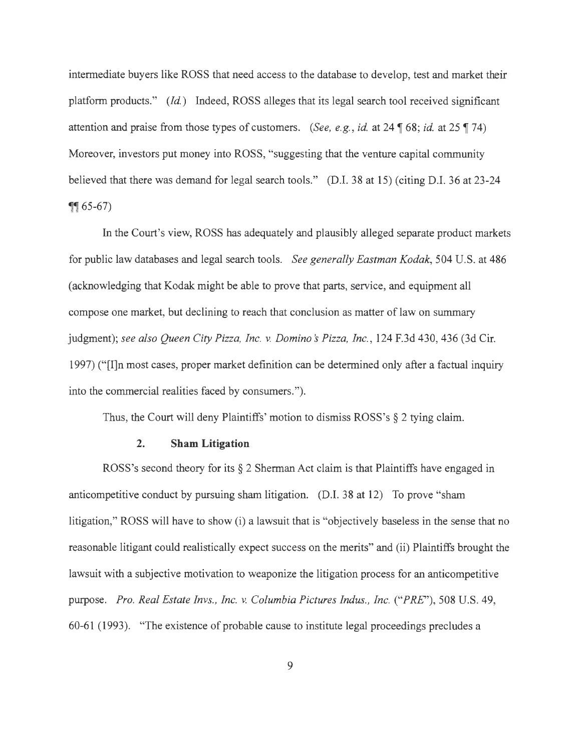intermediate buyers like ROSS that need access to the database to develop, test and market their platform products." (*Id.*) Indeed, ROSS alleges that its legal search tool received significant attention and praise from those types of customers. (*See, e.g.*, *id.* at 24 ¶ 68; *id.* at 25 ¶ 74) Moreover, investors put money into ROSS, "suggesting that the venture capital community believed that there was demand for legal search tools." (D.I. 38 at 15) (citing D.I. 36 at 23-24 ¶¶ 65-67)

In the Court's view, ROSS has adequately and plausibly alleged separate product markets for public law databases and legal search tools. *See generally Eastman Kodak*, 504 U.S. at 486 (acknowledging that Kodak might be able to prove that parts, service, and equipment all compose one market, but declining to reach that conclusion as matter of law on summary judgment); *see also Queen City Pizza, Inc. v. Domino's Pizza, Inc.*, 124 F.3d 430, 436 (3d Cir. 1997) ("[I]n most cases, proper market definition can be determined only after a factual inquiry into the commercial realities faced by consumers.").

Thus, the Court will deny Plaintiffs' motion to dismiss ROSS's § 2 tying claim.

### 2. Sham Litigation

ROSS's second theory for its § 2 Sherman Act claim is that Plaintiffs have engaged in anticompetitive conduct by pursuing sham litigation. (D.I. 38 at 12) To prove "sham litigation," ROSS will have to show (i) a lawsuit that is "objectively baseless in the sense that no reasonable litigant could realistically expect success on the merits" and (ii) Plaintiffs brought the lawsuit with a subjective motivation to weaponize the litigation process for an anticompetitive purpose. *Pro. Real Estate Invs., Inc. v. Columbia Pictures Indus., Inc.* ("*PRE*"), 508 U.S. 49, 60-61 (1993). "The existence of probable cause to institute legal proceedings precludes a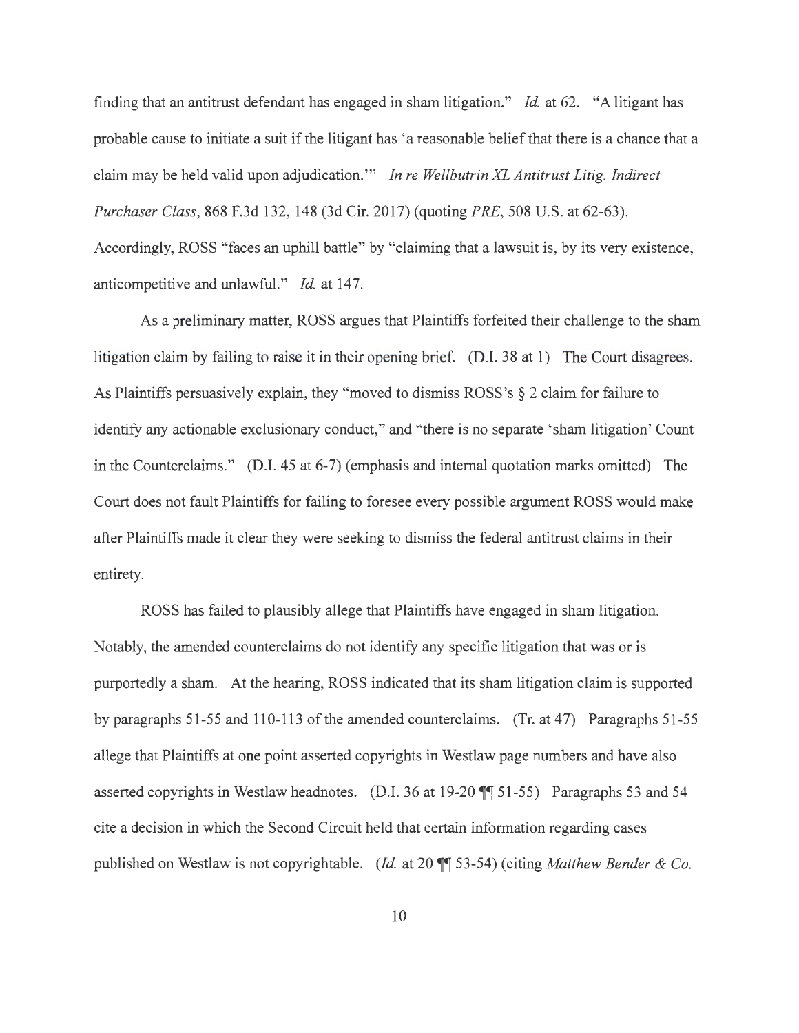finding that an antitrust defendant has engaged in sham litigation." *Id.* at 62. "A litigant has probable cause to initiate a suit if the litigant has 'a reasonable belief that there is a chance that a claim may be held valid upon adjudication.'" *In re Wellbutrin XL Antitrust Litig. Indirect Purchaser Class*, 868 F.3d 132, 148 (3d Cir. 2017) (quoting *PRE*, 508 U.S. at 62-63). Accordingly, ROSS "faces an uphill battle" by "claiming that a lawsuit is, by its very existence, anticompetitive and unlawful." *Id.* at 147.

As a preliminary matter, ROSS argues that Plaintiffs forfeited their challenge to the sham litigation claim by failing to raise it in their opening brief. (D.I. 38 at 1) The Court disagrees. As Plaintiffs persuasively explain, they "moved to dismiss ROSS's § 2 claim for failure to identify any actionable exclusionary conduct," and "there is no separate 'sham litigation' Count in the Counterclaims." (D.I. 45 at 6-7) (emphasis and internal quotation marks omitted) The Court does not fault Plaintiffs for failing to foresee every possible argument ROSS would make after Plaintiffs made it clear they were seeking to dismiss the federal antitrust claims in their entirety.

ROSS has failed to plausibly allege that Plaintiffs have engaged in sham litigation. Notably, the amended counterclaims do not identify any specific litigation that was or is purportedly a sham. At the hearing, ROSS indicated that its sham litigation claim is supported by paragraphs 51-55 and 110-113 of the amended counterclaims. (Tr. at 47) Paragraphs 51-55 allege that Plaintiffs at one point asserted copyrights in Westlaw page numbers and have also asserted copyrights in Westlaw headnotes. (D.I. 36 at 19-20 ¶¶ 51-55) Paragraphs 53 and 54 cite a decision in which the Second Circuit held that certain information regarding cases published on Westlaw is not copyrightable. (*Id.* at 20 ¶¶ 53-54) (citing *Matthew Bender & Co.*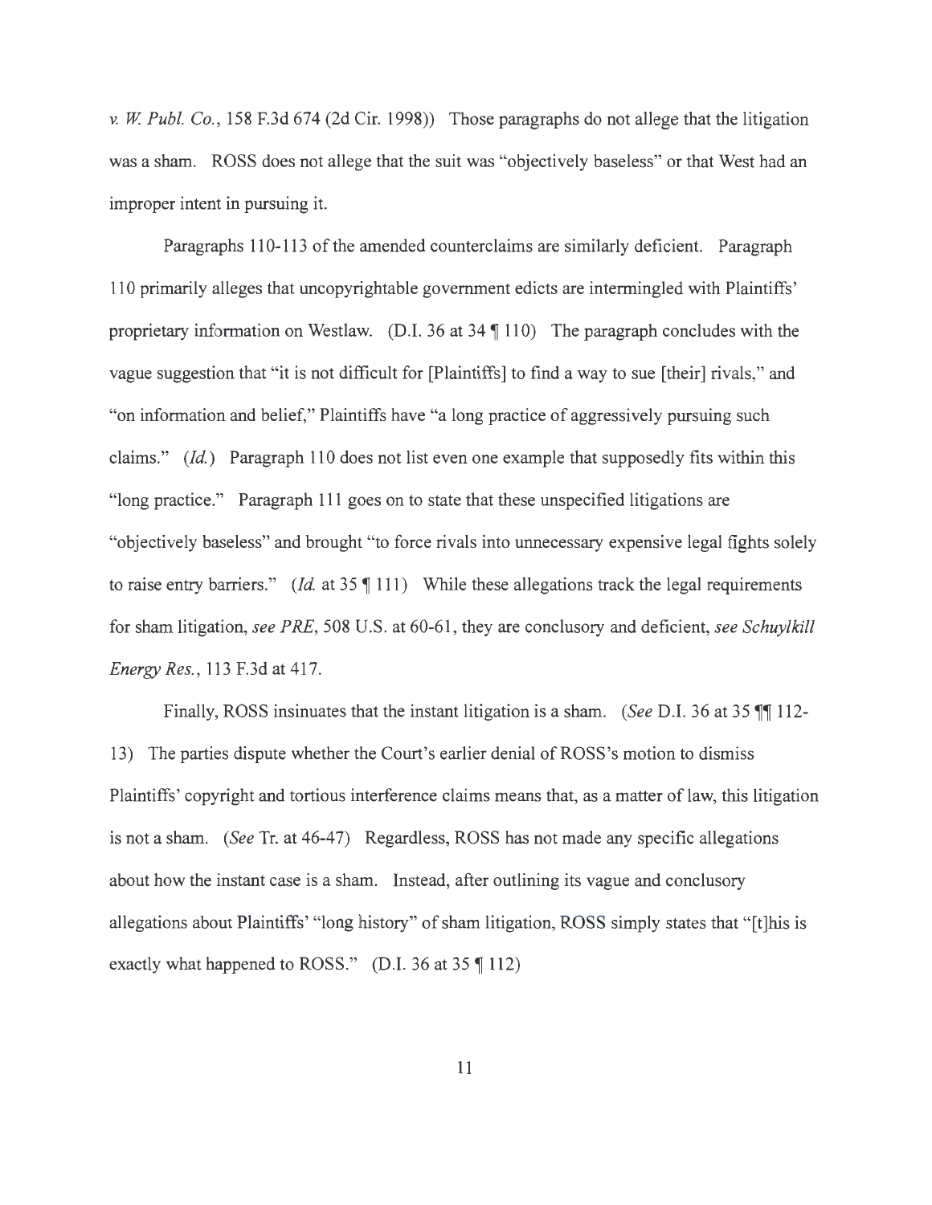*v. W. Publ. Co.*, 158 F.3d 674 (2d Cir. 1998)) Those paragraphs do not allege that the litigation was a sham. ROSS does not allege that the suit was "objectively baseless" or that West had an improper intent in pursuing it.

Paragraphs 110-113 of the amended counterclaims are similarly deficient. Paragraph 110 primarily alleges that uncopyrightable government edicts are intermingled with Plaintiffs' proprietary information on Westlaw. (D.I. 36 at 34 ¶ 110) The paragraph concludes with the vague suggestion that "it is not difficult for [Plaintiffs] to find a way to sue [their] rivals," and "on information and belief," Plaintiffs have "a long practice of aggressively pursuing such claims." (*Id.*) Paragraph 110 does not list even one example that supposedly fits within this "long practice." Paragraph 111 goes on to state that these unspecified litigations are "objectively baseless" and brought "to force rivals into unnecessary expensive legal fights solely to raise entry barriers." (*Id.* at 35 ¶ 111) While these allegations track the legal requirements for sham litigation, *see PRE*, 508 U.S. at 60-61, they are conclusory and deficient, *see Schuylkill Energy Res.*, 113 F.3d at 417.

Finally, ROSS insinuates that the instant litigation is a sham. (*See* D.I. 36 at 35 ¶¶ 112-13) The parties dispute whether the Court's earlier denial of ROSS's motion to dismiss Plaintiffs' copyright and tortious interference claims means that, as a matter of law, this litigation is not a sham. (*See* Tr. at 46-47) Regardless, ROSS has not made any specific allegations about how the instant case is a sham. Instead, after outlining its vague and conclusory allegations about Plaintiffs' "long history" of sham litigation, ROSS simply states that "[t]his is exactly what happened to ROSS." (D.I. 36 at 35 ¶ 112)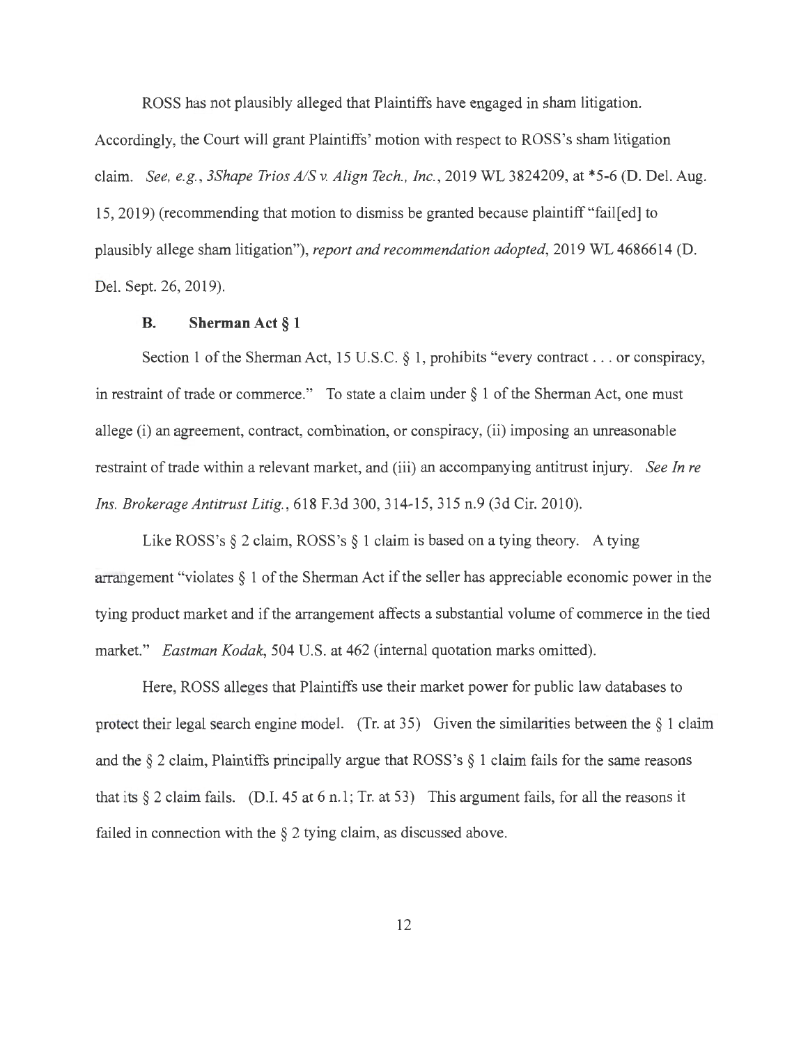ROSS has not plausibly alleged that Plaintiffs have engaged in sham litigation. Accordingly, the Court will grant Plaintiffs' motion with respect to ROSS's sham litigation claim. *See, e.g.*, *3Shape Trios A/S v. Align Tech., Inc.*, 2019 WL 3824209, at *5-6 (D. Del. Aug. 15, 2019) (recommending that motion to dismiss be granted because plaintiff "fail[ed] to plausibly allege sham litigation"), *report and recommendation adopted*, 2019 WL 4686614 (D. Del. Sept. 26, 2019).

### B. Sherman Act § 1

Section 1 of the Sherman Act, 15 U.S.C. § 1, prohibits "every contract . . . or conspiracy, in restraint of trade or commerce." To state a claim under § 1 of the Sherman Act, one must allege (i) an agreement, contract, combination, or conspiracy, (ii) imposing an unreasonable restraint of trade within a relevant market, and (iii) an accompanying antitrust injury. *See In re Ins. Brokerage Antitrust Litig.*, 618 F.3d 300, 314-15, 315 n.9 (3d Cir. 2010).

Like ROSS's § 2 claim, ROSS's § 1 claim is based on a tying theory. A tying arrangement "violates § 1 of the Sherman Act if the seller has appreciable economic power in the tying product market and if the arrangement affects a substantial volume of commerce in the tied market." *Eastman Kodak*, 504 U.S. at 462 (internal quotation marks omitted).

Here, ROSS alleges that Plaintiffs use their market power for public law databases to protect their legal search engine model. (Tr. at 35) Given the similarities between the § 1 claim and the § 2 claim, Plaintiffs principally argue that ROSS's § 1 claim fails for the same reasons that its § 2 claim fails. (D.I. 45 at 6 n.1; Tr. at 53) This argument fails, for all the reasons it failed in connection with the § 2 tying claim, as discussed above.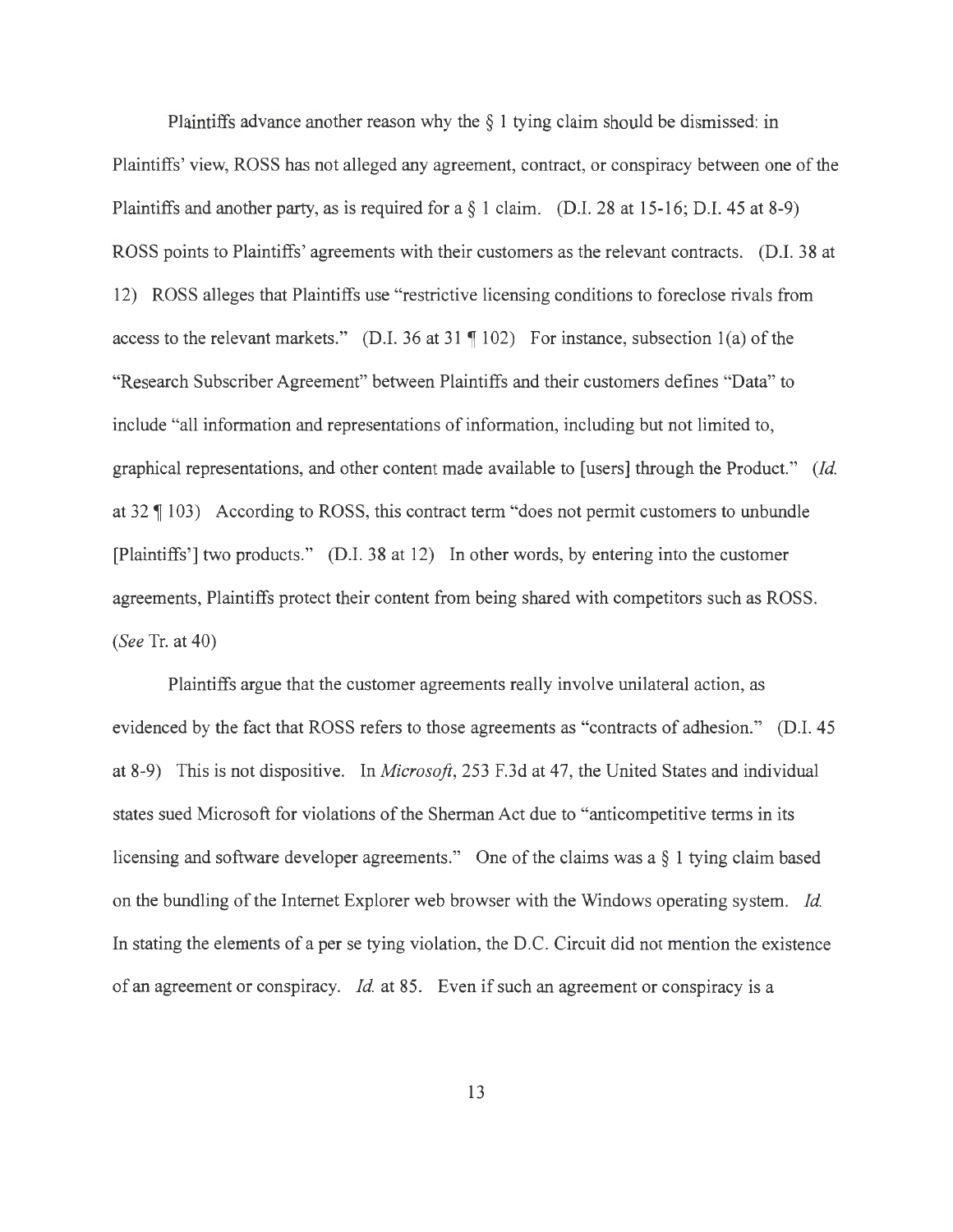Plaintiffs advance another reason why the § 1 tying claim should be dismissed: in Plaintiffs' view, ROSS has not alleged any agreement, contract, or conspiracy between one of the Plaintiffs and another party, as is required for a § 1 claim. (D.I. 28 at 15-16; D.I. 45 at 8-9) ROSS points to Plaintiffs' agreements with their customers as the relevant contracts. (D.I. 38 at 12) ROSS alleges that Plaintiffs use "restrictive licensing conditions to foreclose rivals from access to the relevant markets." (D.I. 36 at 31 ¶ 102) For instance, subsection 1(a) of the "Research Subscriber Agreement" between Plaintiffs and their customers defines "Data" to include "all information and representations of information, including but not limited to, graphical representations, and other content made available to [users] through the Product." (*Id.* at 32 ¶ 103) According to ROSS, this contract term "does not permit customers to unbundle [Plaintiffs'] two products." (D.I. 38 at 12) In other words, by entering into the customer agreements, Plaintiffs protect their content from being shared with competitors such as ROSS. (*See* Tr. at 40)

Plaintiffs argue that the customer agreements really involve unilateral action, as evidenced by the fact that ROSS refers to those agreements as "contracts of adhesion." (D.I. 45 at 8-9) This is not dispositive. In *Microsoft*, 253 F.3d at 47, the United States and individual states sued Microsoft for violations of the Sherman Act due to "anticompetitive terms in its licensing and software developer agreements." One of the claims was a § 1 tying claim based on the bundling of the Internet Explorer web browser with the Windows operating system. *Id.* In stating the elements of a per se tying violation, the D.C. Circuit did not mention the existence of an agreement or conspiracy. *Id.* at 85. Even if such an agreement or conspiracy is a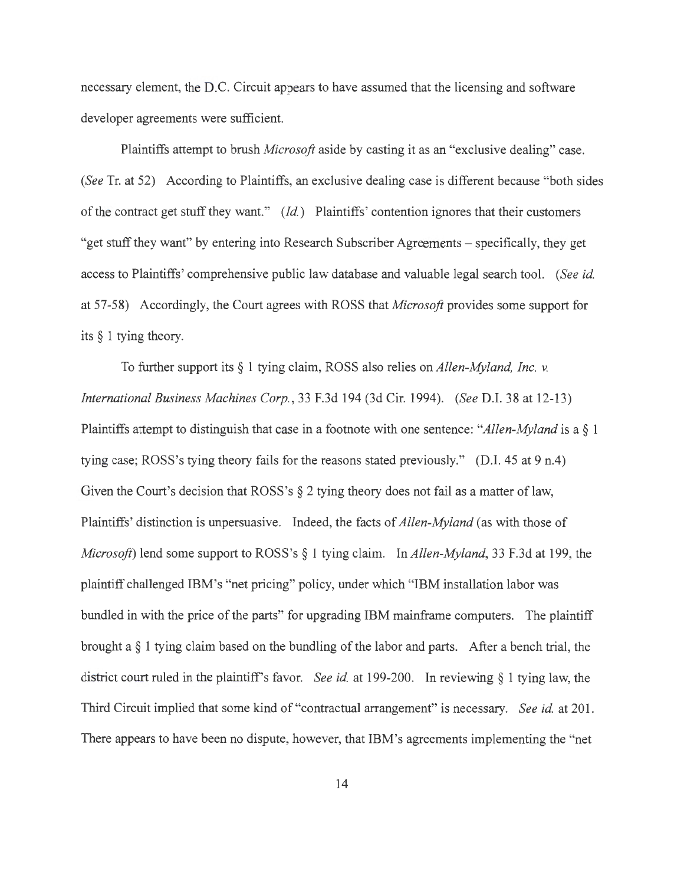necessary element, the D.C. Circuit appears to have assumed that the licensing and software developer agreements were sufficient.

Plaintiffs attempt to brush *Microsoft* aside by casting it as an "exclusive dealing" case. (*See* Tr. at 52) According to Plaintiffs, an exclusive dealing case is different because "both sides of the contract get stuff they want." (*Id.*) Plaintiffs' contention ignores that their customers "get stuff they want" by entering into Research Subscriber Agreements – specifically, they get access to Plaintiffs' comprehensive public law database and valuable legal search tool. (*See id.* at 57-58) Accordingly, the Court agrees with ROSS that *Microsoft* provides some support for its § 1 tying theory.

To further support its § 1 tying claim, ROSS also relies on *Allen-Myland, Inc. v. International Business Machines Corp.*, 33 F.3d 194 (3d Cir. 1994). (*See* D.I. 38 at 12-13) Plaintiffs attempt to distinguish that case in a footnote with one sentence: "*Allen-Myland* is a § 1 tying case; ROSS's tying theory fails for the reasons stated previously." (D.I. 45 at 9 n.4) Given the Court's decision that ROSS's § 2 tying theory does not fail as a matter of law, Plaintiffs' distinction is unpersuasive. Indeed, the facts of *Allen-Myland* (as with those of *Microsoft*) lend some support to ROSS's § 1 tying claim. In *Allen-Myland*, 33 F.3d at 199, the plaintiff challenged IBM's "net pricing" policy, under which "IBM installation labor was bundled in with the price of the parts" for upgrading IBM mainframe computers. The plaintiff brought a § 1 tying claim based on the bundling of the labor and parts. After a bench trial, the district court ruled in the plaintiff's favor. *See id.* at 199-200. In reviewing § 1 tying law, the Third Circuit implied that some kind of "contractual arrangement" is necessary. *See id.* at 201. There appears to have been no dispute, however, that IBM's agreements implementing the "net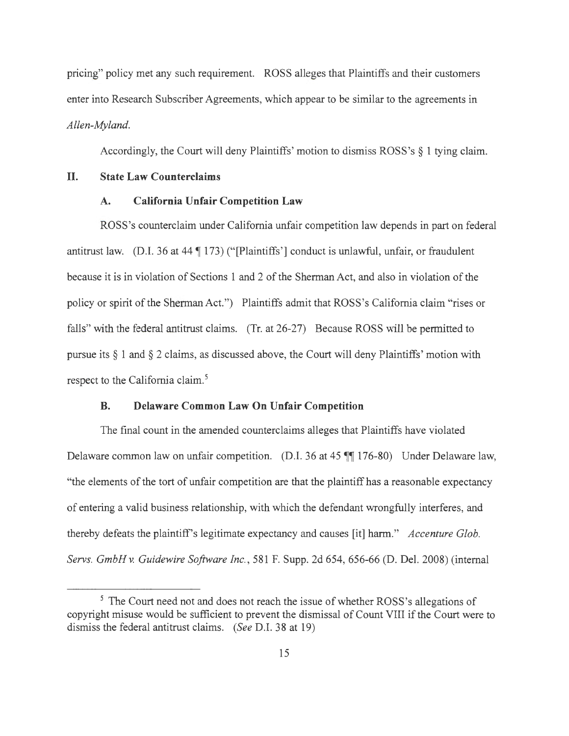pricing" policy met any such requirement. ROSS alleges that Plaintiffs and their customers enter into Research Subscriber Agreements, which appear to be similar to the agreements in *Allen-Myland*.

Accordingly, the Court will deny Plaintiffs' motion to dismiss ROSS's § 1 tying claim.

## II. State Law Counterclaims

### A. California Unfair Competition Law

ROSS's counterclaim under California unfair competition law depends in part on federal antitrust law. (D.I. 36 at 44 ¶ 173) ("[Plaintiffs'] conduct is unlawful, unfair, or fraudulent because it is in violation of Sections 1 and 2 of the Sherman Act, and also in violation of the policy or spirit of the Sherman Act.") Plaintiffs admit that ROSS's California claim "rises or falls" with the federal antitrust claims. (Tr. at 26-27) Because ROSS will be permitted to pursue its § 1 and § 2 claims, as discussed above, the Court will deny Plaintiffs' motion with respect to the California claim.[5]

### B. Delaware Common Law On Unfair Competition

The final count in the amended counterclaims alleges that Plaintiffs have violated Delaware common law on unfair competition. (D.I. 36 at 45 ¶¶ 176-80) Under Delaware law, "the elements of the tort of unfair competition are that the plaintiff has a reasonable expectancy of entering a valid business relationship, with which the defendant wrongfully interferes, and thereby defeats the plaintiff's legitimate expectancy and causes [it] harm." *Accenture Glob. Servs. GmbH v. Guidewire Software Inc.*, 581 F. Supp. 2d 654, 656-66 (D. Del. 2008) (internal

[5] The Court need not and does not reach the issue of whether ROSS's allegations of copyright misuse would be sufficient to prevent the dismissal of Count VIII if the Court were to dismiss the federal antitrust claims. (*See* D.I. 38 at 19)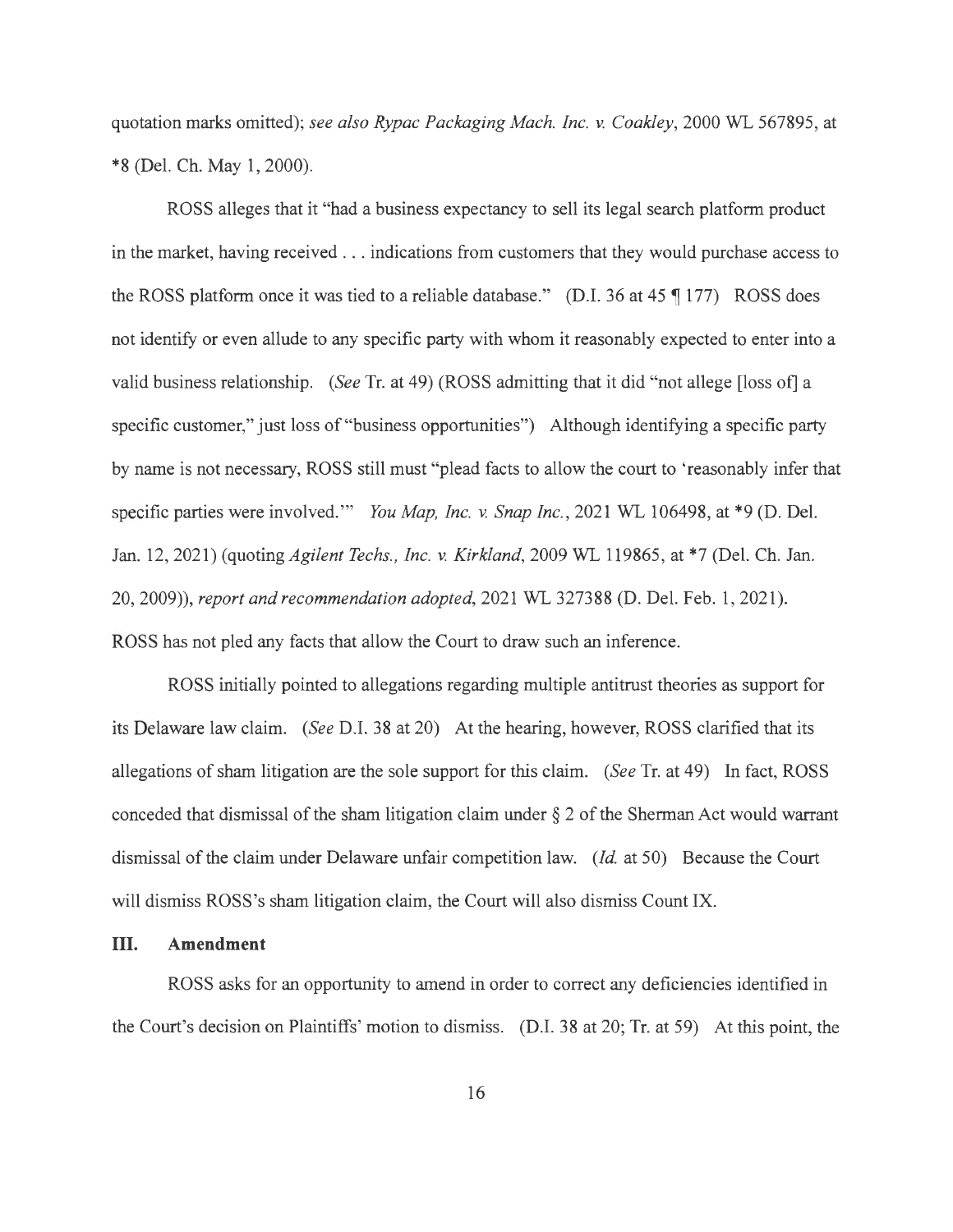quotation marks omitted); *see also Rypac Packaging Mach. Inc. v. Coakley*, 2000 WL 567895, at *8 (Del. Ch. May 1, 2000).

ROSS alleges that it "had a business expectancy to sell its legal search platform product in the market, having received . . . indications from customers that they would purchase access to the ROSS platform once it was tied to a reliable database." (D.I. 36 at 45 ¶ 177) ROSS does not identify or even allude to any specific party with whom it reasonably expected to enter into a valid business relationship. (*See* Tr. at 49) (ROSS admitting that it did "not allege [loss of] a specific customer," just loss of "business opportunities") Although identifying a specific party by name is not necessary, ROSS still must "plead facts to allow the court to 'reasonably infer that specific parties were involved.'" *You Map, Inc. v. Snap Inc.*, 2021 WL 106498, at *9 (D. Del. Jan. 12, 2021) (quoting *Agilent Techs., Inc. v. Kirkland*, 2009 WL 119865, at *7 (Del. Ch. Jan. 20, 2009)), *report and recommendation adopted*, 2021 WL 327388 (D. Del. Feb. 1, 2021). ROSS has not pled any facts that allow the Court to draw such an inference.

ROSS initially pointed to allegations regarding multiple antitrust theories as support for its Delaware law claim. (*See* D.I. 38 at 20) At the hearing, however, ROSS clarified that its allegations of sham litigation are the sole support for this claim. (*See* Tr. at 49) In fact, ROSS conceded that dismissal of the sham litigation claim under § 2 of the Sherman Act would warrant dismissal of the claim under Delaware unfair competition law. (*Id.* at 50) Because the Court will dismiss ROSS's sham litigation claim, the Court will also dismiss Count IX.

## III. Amendment

ROSS asks for an opportunity to amend in order to correct any deficiencies identified in the Court's decision on Plaintiffs' motion to dismiss. (D.I. 38 at 20; Tr. at 59) At this point, the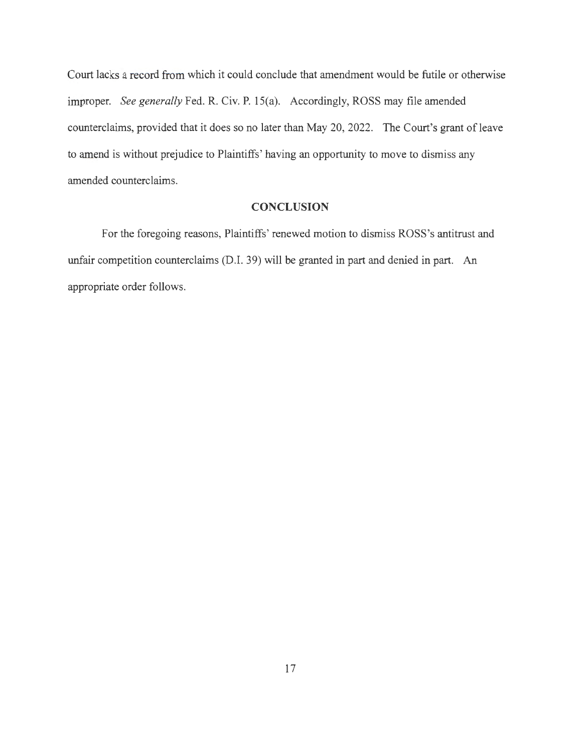Court lacks a record from which it could conclude that amendment would be futile or otherwise improper. *See generally* Fed. R. Civ. P. 15(a). Accordingly, ROSS may file amended counterclaims, provided that it does so no later than May 20, 2022. The Court's grant of leave to amend is without prejudice to Plaintiffs' having an opportunity to move to dismiss any amended counterclaims.

## CONCLUSION

For the foregoing reasons, Plaintiffs' renewed motion to dismiss ROSS's antitrust and unfair competition counterclaims (D.I. 39) will be granted in part and denied in part. An appropriate order follows.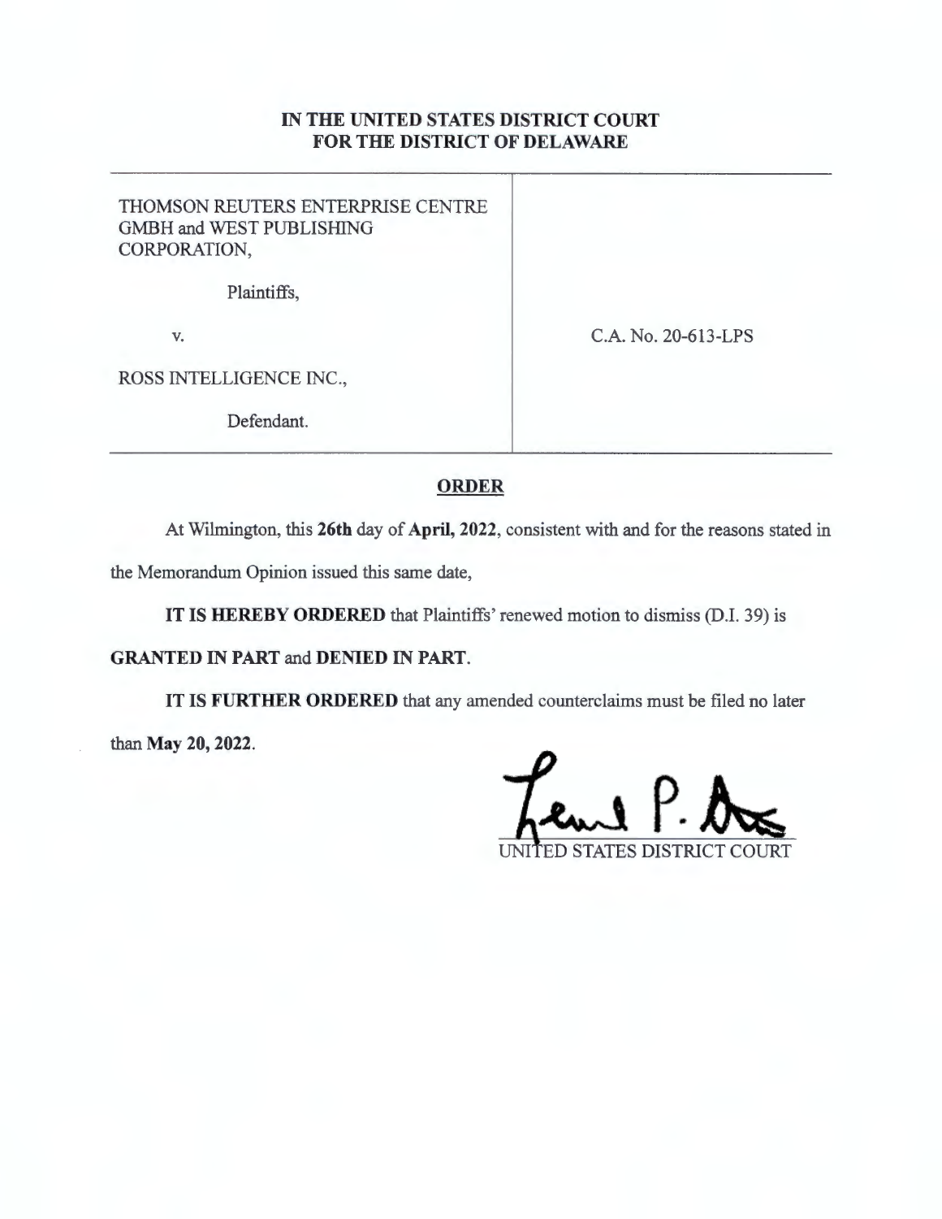**IN THE UNITED STATES DISTRICT COURT**
**FOR THE DISTRICT OF DELAWARE**

| | |
|---|---|
| THOMSON REUTERS ENTERPRISE CENTRE GMBH and WEST PUBLISHING CORPORATION,<br><br>Plaintiffs,<br><br>v.<br><br>ROSS INTELLIGENCE INC.,<br><br>Defendant. | C.A. No. 20-613-LPS |

## ORDER

At Wilmington, this **26th** day of **April, 2022**, consistent with and for the reasons stated in the Memorandum Opinion issued this same date,

**IT IS HEREBY ORDERED** that Plaintiffs' renewed motion to dismiss (D.I. 39) is **GRANTED IN PART** and **DENIED IN PART**.

**IT IS FURTHER ORDERED** that any amended counterclaims must be filed no later than **May 20, 2022**.

UNITED STATES DISTRICT COURT